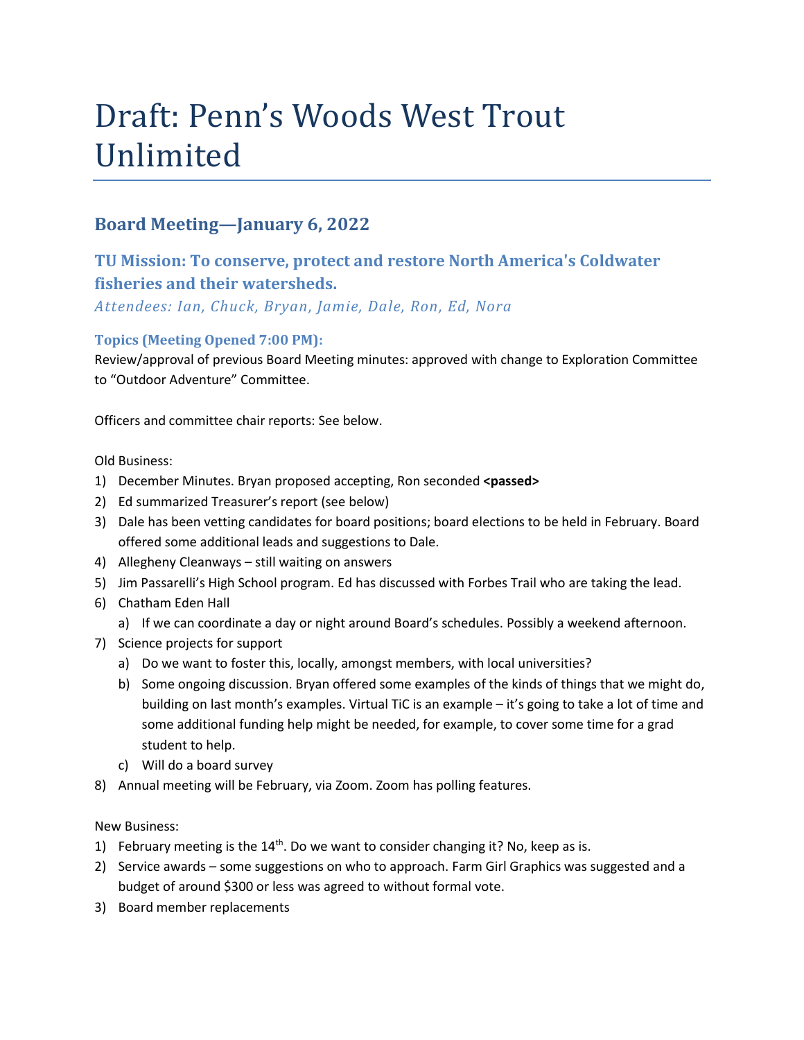# Draft: Penn's Woods West Trout Unlimited

## Board Meeting—January 6, 2022

### TU Mission: To conserve, protect and restore North America's Coldwater fisheries and their watersheds.

*Attendees: Ian, Chuck, Bryan, Jamie, Dale, Ron, Ed, Nora*

#### Topics (Meeting Opened 7:00 PM):

Review/approval of previous Board Meeting minutes: approved with change to Exploration Committee to "Outdoor Adventure" Committee.

Officers and committee chair reports: See below.

Old Business:

1) December Minutes. Bryan proposed accepting, Ron seconded **<passed>**
2) Ed summarized Treasurer's report (see below)
3) Dale has been vetting candidates for board positions; board elections to be held in February. Board offered some additional leads and suggestions to Dale.
4) Allegheny Cleanways – still waiting on answers
5) Jim Passarelli's High School program. Ed has discussed with Forbes Trail who are taking the lead.
6) Chatham Eden Hall
   a) If we can coordinate a day or night around Board's schedules. Possibly a weekend afternoon.
7) Science projects for support
   a) Do we want to foster this, locally, amongst members, with local universities?
   b) Some ongoing discussion. Bryan offered some examples of the kinds of things that we might do, building on last month's examples. Virtual TiC is an example – it's going to take a lot of time and some additional funding help might be needed, for example, to cover some time for a grad student to help.
   c) Will do a board survey
8) Annual meeting will be February, via Zoom. Zoom has polling features.

New Business:

1) February meeting is the 14th. Do we want to consider changing it? No, keep as is.
2) Service awards – some suggestions on who to approach. Farm Girl Graphics was suggested and a budget of around $300 or less was agreed to without formal vote.
3) Board member replacements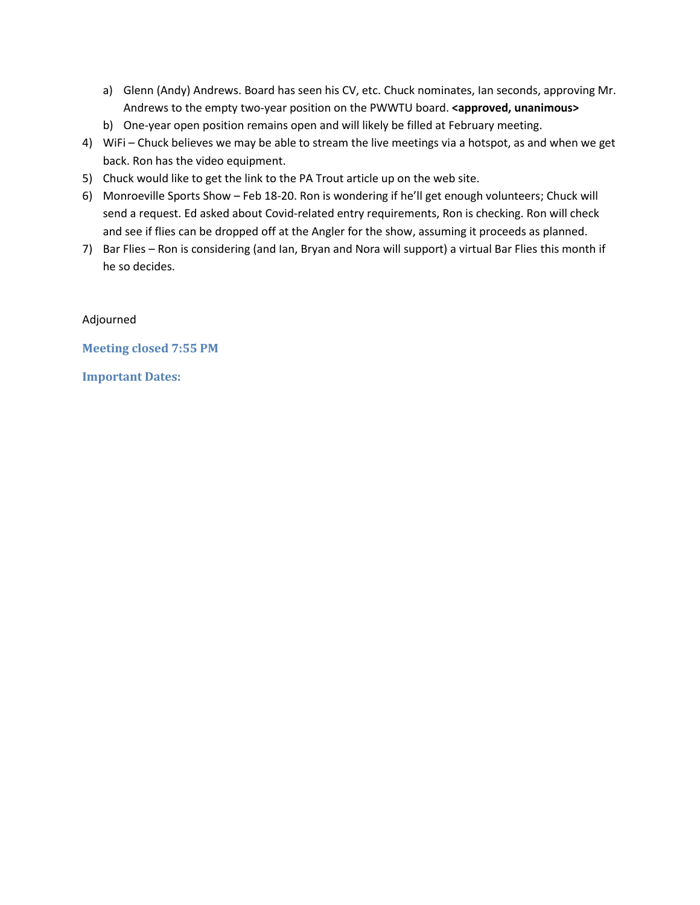a) Glenn (Andy) Andrews. Board has seen his CV, etc. Chuck nominates, Ian seconds, approving Mr. Andrews to the empty two-year position on the PWWTU board. **<approved, unanimous>**
   b) One-year open position remains open and will likely be filled at February meeting.

4) WiFi – Chuck believes we may be able to stream the live meetings via a hotspot, as and when we get back. Ron has the video equipment.
5) Chuck would like to get the link to the PA Trout article up on the web site.
6) Monroeville Sports Show – Feb 18-20. Ron is wondering if he'll get enough volunteers; Chuck will send a request. Ed asked about Covid-related entry requirements, Ron is checking. Ron will check and see if flies can be dropped off at the Angler for the show, assuming it proceeds as planned.
7) Bar Flies – Ron is considering (and Ian, Bryan and Nora will support) a virtual Bar Flies this month if he so decides.

Adjourned

**Meeting closed 7:55 PM**

**Important Dates:**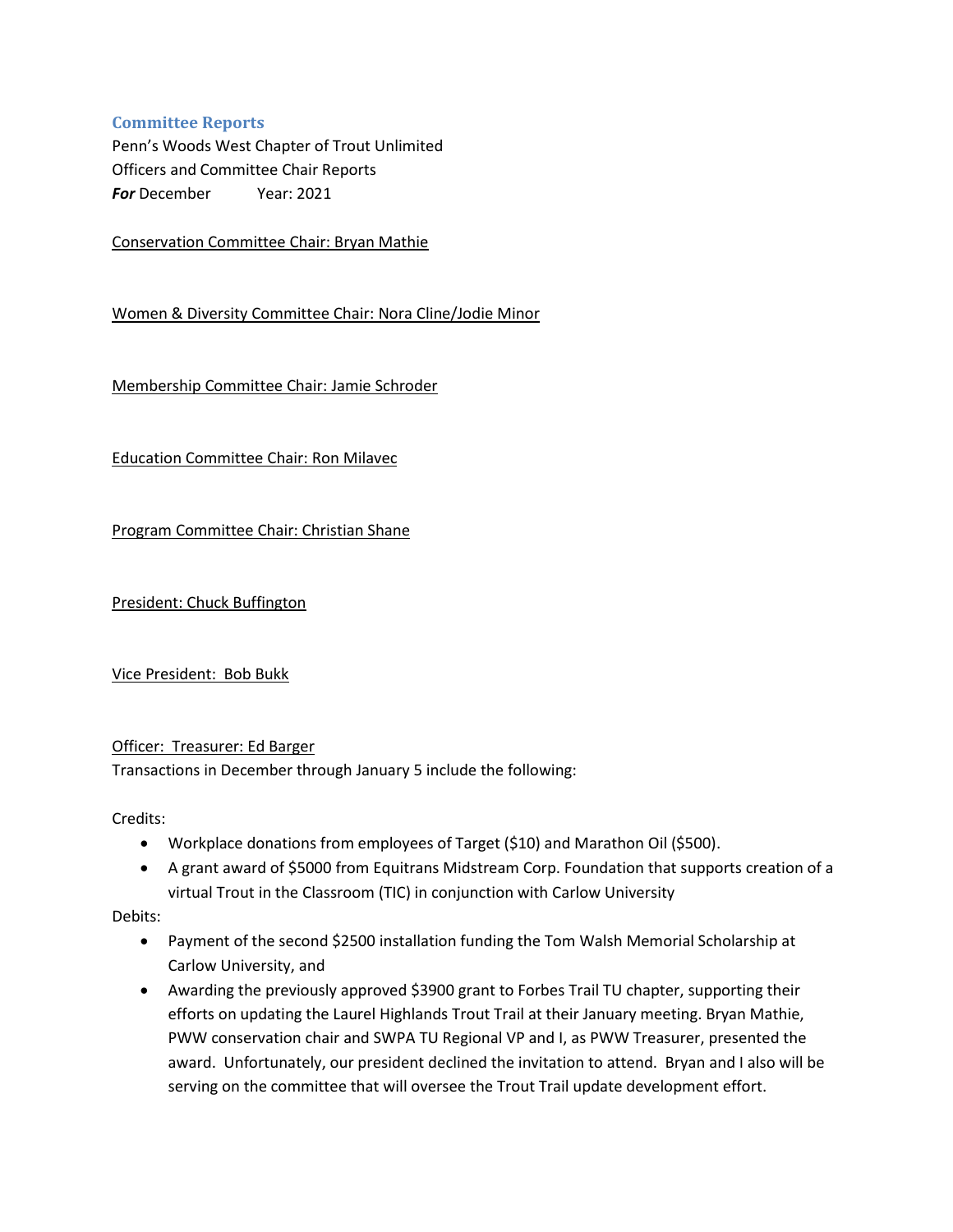## Committee Reports

Penn's Woods West Chapter of Trout Unlimited
Officers and Committee Chair Reports
***For*** December Year: 2021

Conservation Committee Chair: Bryan Mathie

Women & Diversity Committee Chair: Nora Cline/Jodie Minor

Membership Committee Chair: Jamie Schroder

Education Committee Chair: Ron Milavec

Program Committee Chair: Christian Shane

President: Chuck Buffington

Vice President: Bob Bukk

Officer: Treasurer: Ed Barger

Transactions in December through January 5 include the following:

Credits:

- Workplace donations from employees of Target ($10) and Marathon Oil ($500).
- A grant award of $5000 from Equitrans Midstream Corp. Foundation that supports creation of a virtual Trout in the Classroom (TIC) in conjunction with Carlow University

Debits:

- Payment of the second $2500 installation funding the Tom Walsh Memorial Scholarship at Carlow University, and
- Awarding the previously approved $3900 grant to Forbes Trail TU chapter, supporting their efforts on updating the Laurel Highlands Trout Trail at their January meeting. Bryan Mathie, PWW conservation chair and SWPA TU Regional VP and I, as PWW Treasurer, presented the award. Unfortunately, our president declined the invitation to attend. Bryan and I also will be serving on the committee that will oversee the Trout Trail update development effort.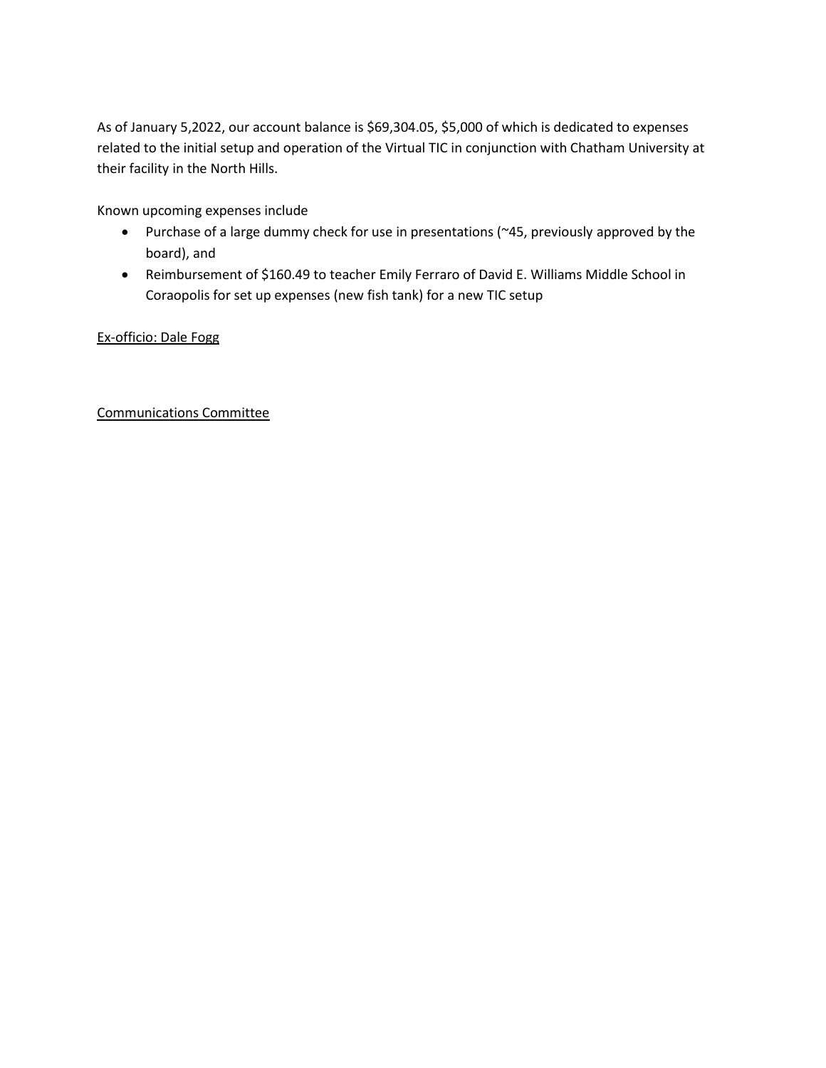As of January 5,2022, our account balance is $69,304.05, $5,000 of which is dedicated to expenses related to the initial setup and operation of the Virtual TIC in conjunction with Chatham University at their facility in the North Hills.

Known upcoming expenses include

- Purchase of a large dummy check for use in presentations (~45, previously approved by the board), and
- Reimbursement of $160.49 to teacher Emily Ferraro of David E. Williams Middle School in Coraopolis for set up expenses (new fish tank) for a new TIC setup

<u>Ex-officio: Dale Fogg</u>

<u>Communications Committee</u>